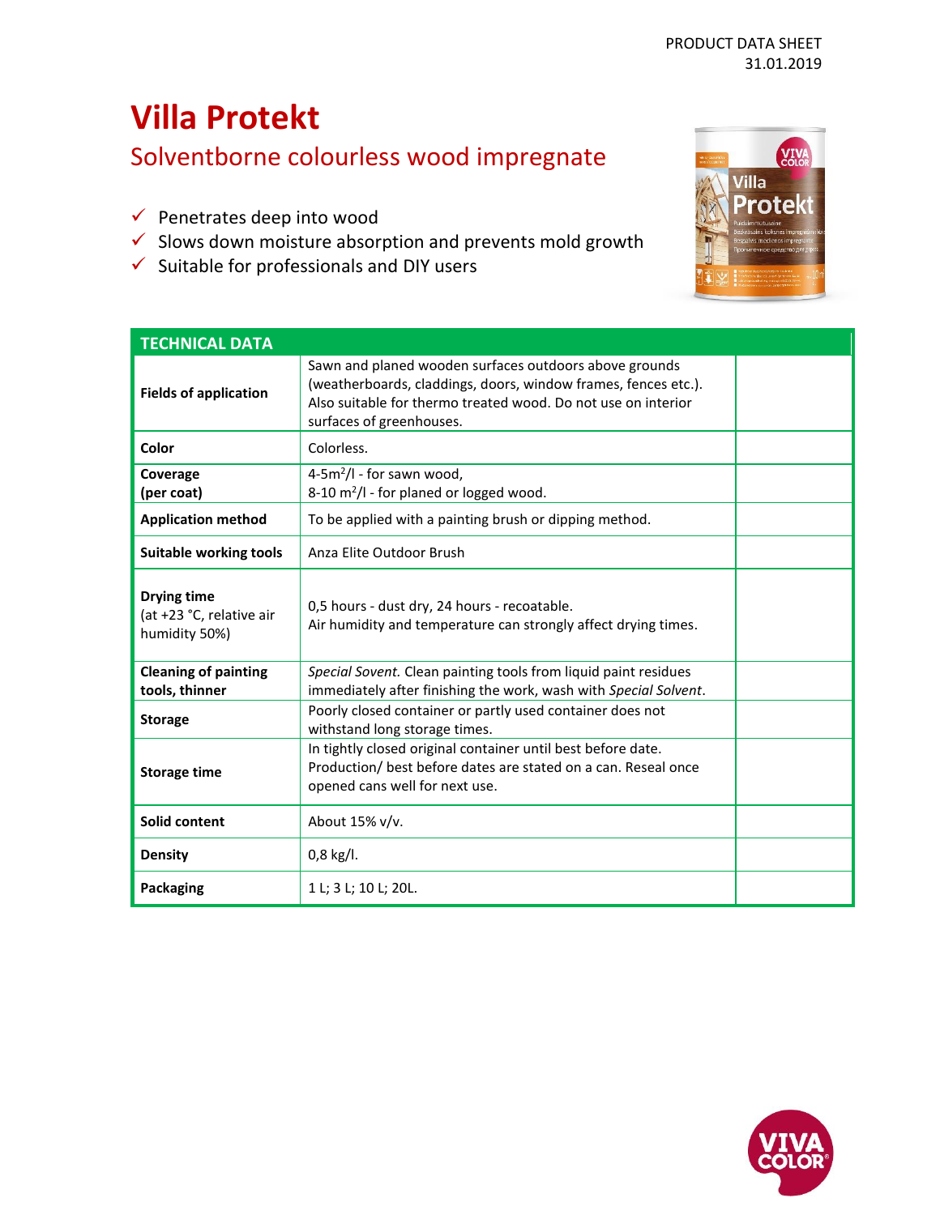PRODUCT DATA SHEET
31.01.2019

# Villa Protekt

## Solventborne colourless wood impregnate

- ✓ Penetrates deep into wood
- ✓ Slows down moisture absorption and prevents mold growth
- ✓ Suitable for professionals and DIY users

| TECHNICAL DATA | | |
|---|---|---|
| **Fields of application** | Sawn and planed wooden surfaces outdoors above grounds (weatherboards, claddings, doors, window frames, fences etc.). Also suitable for thermo treated wood. Do not use on interior surfaces of greenhouses. | |
| **Color** | Colorless. | |
| **Coverage (per coat)** | 4-5m$^2$/l - for sawn wood,<br>8-10 m$^2$/l - for planed or logged wood. | |
| **Application method** | To be applied with a painting brush or dipping method. | |
| **Suitable working tools** | Anza Elite Outdoor Brush | |
| **Drying time** (at +23 °C, relative air humidity 50%) | 0,5 hours - dust dry, 24 hours - recoatable.<br>Air humidity and temperature can strongly affect drying times. | |
| **Cleaning of painting tools, thinner** | *Special Sovent.* Clean painting tools from liquid paint residues immediately after finishing the work, wash with *Special Solvent*. | |
| **Storage** | Poorly closed container or partly used container does not withstand long storage times. | |
| **Storage time** | In tightly closed original container until best before date. Production/ best before dates are stated on a can. Reseal once opened cans well for next use. | |
| **Solid content** | About 15% v/v. | |
| **Density** | 0,8 kg/l. | |
| **Packaging** | 1 L; 3 L; 10 L; 20L. | |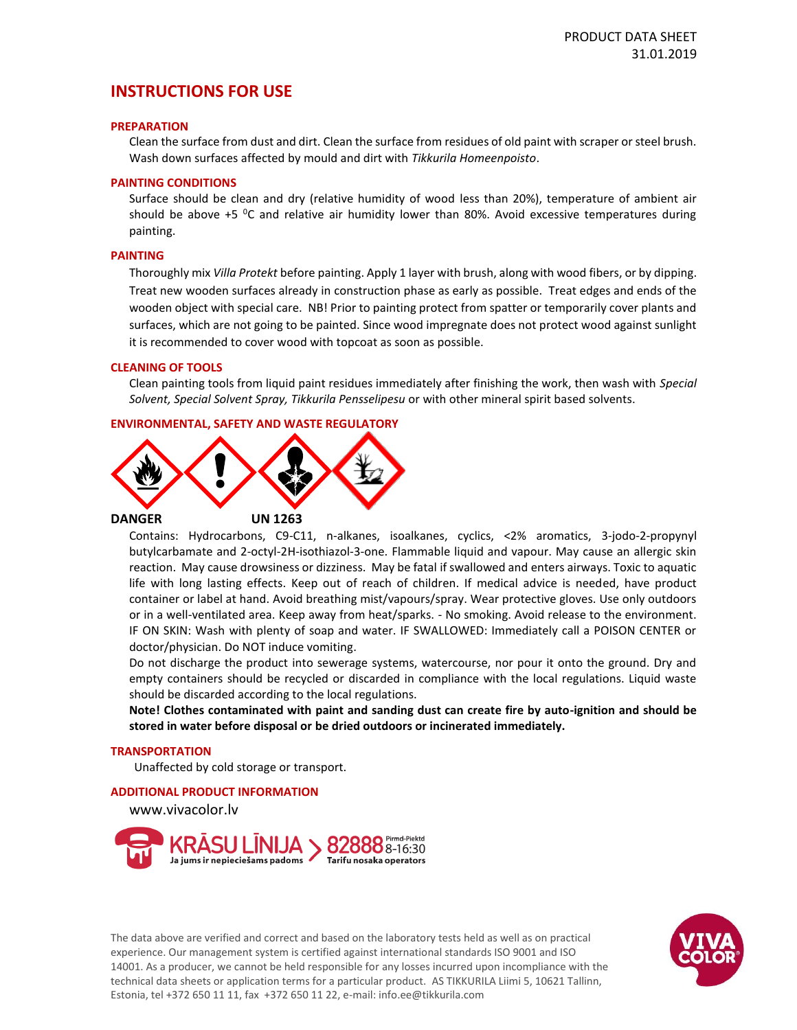# INSTRUCTIONS FOR USE

### PREPARATION

Clean the surface from dust and dirt. Clean the surface from residues of old paint with scraper or steel brush. Wash down surfaces affected by mould and dirt with *Tikkurila Homeenpoisto*.

### PAINTING CONDITIONS

Surface should be clean and dry (relative humidity of wood less than 20%), temperature of ambient air should be above +5 $^0$C and relative air humidity lower than 80%. Avoid excessive temperatures during painting.

### PAINTING

Thoroughly mix *Villa Protekt* before painting. Apply 1 layer with brush, along with wood fibers, or by dipping. Treat new wooden surfaces already in construction phase as early as possible. Treat edges and ends of the wooden object with special care. NB! Prior to painting protect from spatter or temporarily cover plants and surfaces, which are not going to be painted. Since wood impregnate does not protect wood against sunlight it is recommended to cover wood with topcoat as soon as possible.

### CLEANING OF TOOLS

Clean painting tools from liquid paint residues immediately after finishing the work, then wash with *Special Solvent, Special Solvent Spray, Tikkurila Pensselipesu* or with other mineral spirit based solvents.

### ENVIRONMENTAL, SAFETY AND WASTE REGULATORY

**DANGER** **UN 1263**

Contains: Hydrocarbons, C9-C11, n-alkanes, isoalkanes, cyclics, <2% aromatics, 3-jodo-2-propynyl butylcarbamate and 2-octyl-2H-isothiazol-3-one. Flammable liquid and vapour. May cause an allergic skin reaction. May cause drowsiness or dizziness. May be fatal if swallowed and enters airways. Toxic to aquatic life with long lasting effects. Keep out of reach of children. If medical advice is needed, have product container or label at hand. Avoid breathing mist/vapours/spray. Wear protective gloves. Use only outdoors or in a well-ventilated area. Keep away from heat/sparks. - No smoking. Avoid release to the environment. IF ON SKIN: Wash with plenty of soap and water. IF SWALLOWED: Immediately call a POISON CENTER or doctor/physician. Do NOT induce vomiting.

Do not discharge the product into sewerage systems, watercourse, nor pour it onto the ground. Dry and empty containers should be recycled or discarded in compliance with the local regulations. Liquid waste should be discarded according to the local regulations.

**Note! Clothes contaminated with paint and sanding dust can create fire by auto-ignition and should be stored in water before disposal or be dried outdoors or incinerated immediately.**

### TRANSPORTATION

Unaffected by cold storage or transport.

### ADDITIONAL PRODUCT INFORMATION

www.vivacolor.lv

KRĀSU LĪNIJA Ja jums ir nepieciešams padoms > 82888 Pirmd-Piektd 8-16:30 Tarifu nosaka operators

The data above are verified and correct and based on the laboratory tests held as well as on practical experience. Our management system is certified against international standards ISO 9001 and ISO 14001. As a producer, we cannot be held responsible for any losses incurred upon incompliance with the technical data sheets or application terms for a particular product. AS TIKKURILA Liimi 5, 10621 Tallinn, Estonia, tel +372 650 11 11, fax +372 650 11 22, e-mail: info.ee@tikkurila.com